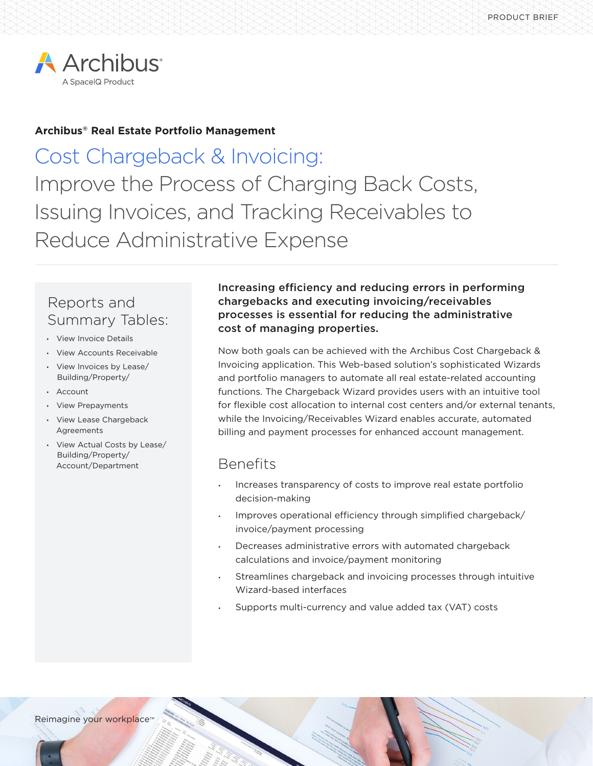PRODUCT BRIEF

Archibus
A SpaceIQ Product

**Archibus® Real Estate Portfolio Management**

# Cost Chargeback & Invoicing: Improve the Process of Charging Back Costs, Issuing Invoices, and Tracking Receivables to Reduce Administrative Expense

## Reports and Summary Tables:

- View Invoice Details
- View Accounts Receivable
- View Invoices by Lease/ Building/Property/ Account
- View Prepayments
- View Lease Chargeback Agreements
- View Actual Costs by Lease/ Building/Property/ Account/Department

**Increasing efficiency and reducing errors in performing chargebacks and executing invoicing/receivables processes is essential for reducing the administrative cost of managing properties.**

Now both goals can be achieved with the Archibus Cost Chargeback & Invoicing application. This Web-based solution's sophisticated Wizards and portfolio managers to automate all real estate-related accounting functions. The Chargeback Wizard provides users with an intuitive tool for flexible cost allocation to internal cost centers and/or external tenants, while the Invoicing/Receivables Wizard enables accurate, automated billing and payment processes for enhanced account management.

## Benefits

- Increases transparency of costs to improve real estate portfolio decision-making
- Improves operational efficiency through simplified chargeback/ invoice/payment processing
- Decreases administrative errors with automated chargeback calculations and invoice/payment monitoring
- Streamlines chargeback and invoicing processes through intuitive Wizard-based interfaces
- Supports multi-currency and value added tax (VAT) costs

Reimagine your workplace™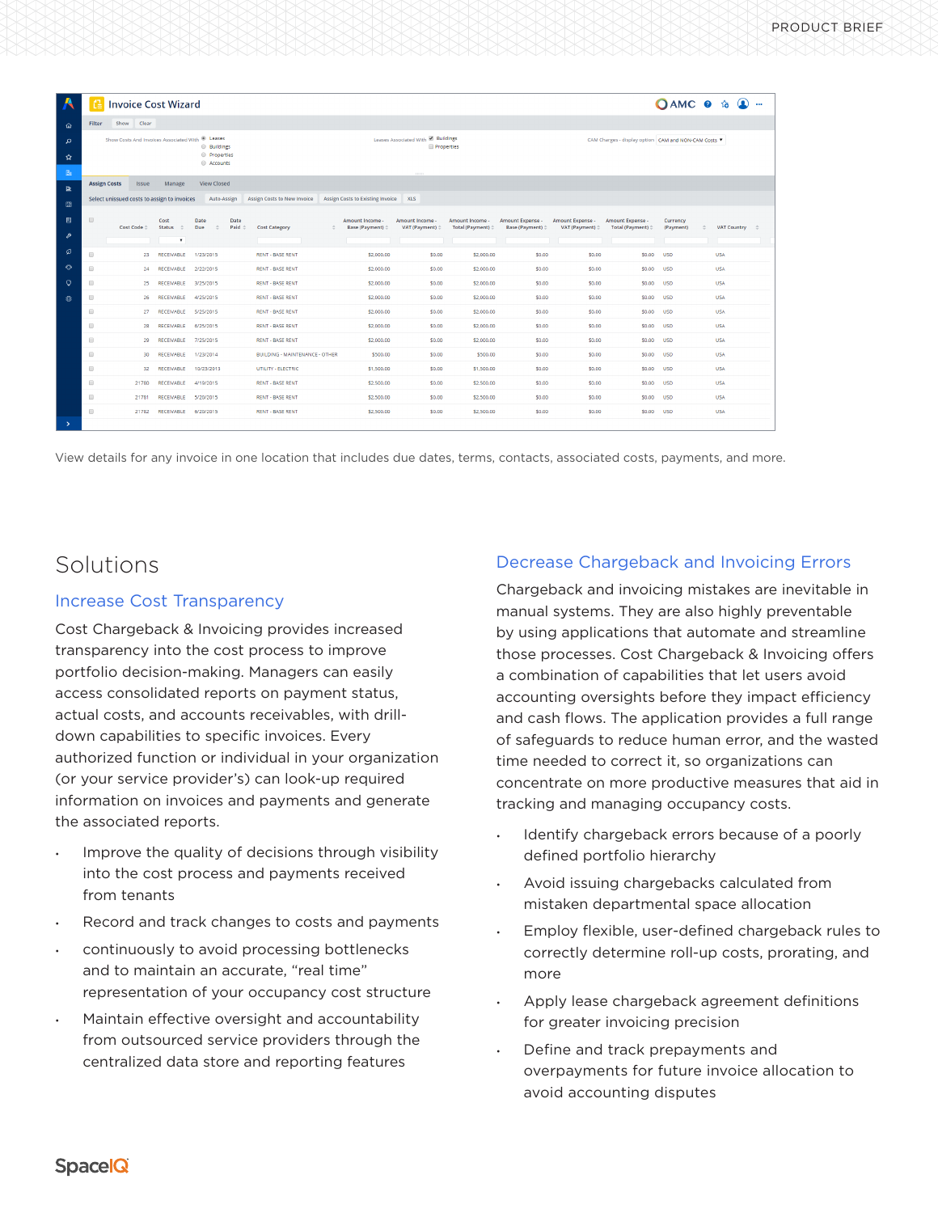View details for any invoice in one location that includes due dates, terms, contacts, associated costs, payments, and more.

## Solutions

### Increase Cost Transparency

Cost Chargeback & Invoicing provides increased transparency into the cost process to improve portfolio decision-making. Managers can easily access consolidated reports on payment status, actual costs, and accounts receivables, with drill-down capabilities to specific invoices. Every authorized function or individual in your organization (or your service provider's) can look-up required information on invoices and payments and generate the associated reports.

- Improve the quality of decisions through visibility into the cost process and payments received from tenants
- Record and track changes to costs and payments
- continuously to avoid processing bottlenecks and to maintain an accurate, "real time" representation of your occupancy cost structure
- Maintain effective oversight and accountability from outsourced service providers through the centralized data store and reporting features

### Decrease Chargeback and Invoicing Errors

Chargeback and invoicing mistakes are inevitable in manual systems. They are also highly preventable by using applications that automate and streamline those processes. Cost Chargeback & Invoicing offers a combination of capabilities that let users avoid accounting oversights before they impact efficiency and cash flows. The application provides a full range of safeguards to reduce human error, and the wasted time needed to correct it, so organizations can concentrate on more productive measures that aid in tracking and managing occupancy costs.

- Identify chargeback errors because of a poorly defined portfolio hierarchy
- Avoid issuing chargebacks calculated from mistaken departmental space allocation
- Employ flexible, user-defined chargeback rules to correctly determine roll-up costs, prorating, and more
- Apply lease chargeback agreement definitions for greater invoicing precision
- Define and track prepayments and overpayments for future invoice allocation to avoid accounting disputes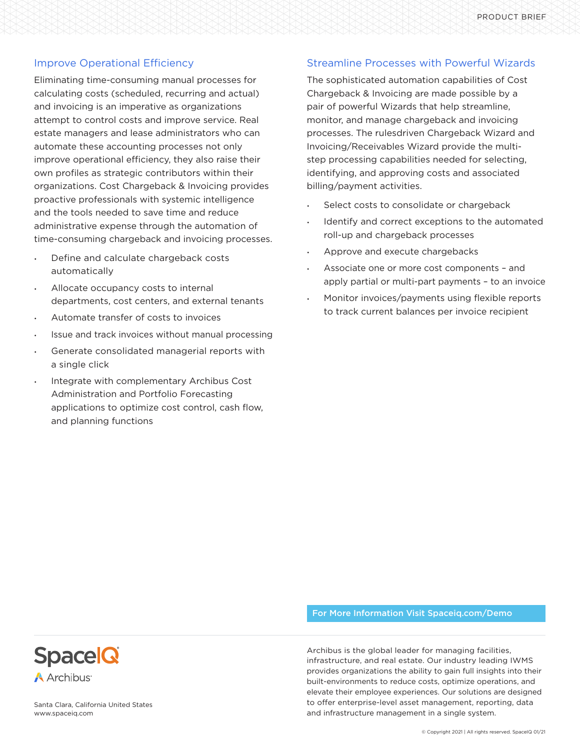## Improve Operational Efficiency

Eliminating time-consuming manual processes for calculating costs (scheduled, recurring and actual) and invoicing is an imperative as organizations attempt to control costs and improve service. Real estate managers and lease administrators who can automate these accounting processes not only improve operational efficiency, they also raise their own profiles as strategic contributors within their organizations. Cost Chargeback & Invoicing provides proactive professionals with systemic intelligence and the tools needed to save time and reduce administrative expense through the automation of time-consuming chargeback and invoicing processes.

- Define and calculate chargeback costs automatically
- Allocate occupancy costs to internal departments, cost centers, and external tenants
- Automate transfer of costs to invoices
- Issue and track invoices without manual processing
- Generate consolidated managerial reports with a single click
- Integrate with complementary Archibus Cost Administration and Portfolio Forecasting applications to optimize cost control, cash flow, and planning functions

## Streamline Processes with Powerful Wizards

The sophisticated automation capabilities of Cost Chargeback & Invoicing are made possible by a pair of powerful Wizards that help streamline, monitor, and manage chargeback and invoicing processes. The rulesdriven Chargeback Wizard and Invoicing/Receivables Wizard provide the multi-step processing capabilities needed for selecting, identifying, and approving costs and associated billing/payment activities.

- Select costs to consolidate or chargeback
- Identify and correct exceptions to the automated roll-up and chargeback processes
- Approve and execute chargebacks
- Associate one or more cost components – and apply partial or multi-part payments – to an invoice
- Monitor invoices/payments using flexible reports to track current balances per invoice recipient

**For More Information Visit Spaceiq.com/Demo**

SpaceIQ
Archibus

Santa Clara, California United States
www.spaceiq.com

Archibus is the global leader for managing facilities, infrastructure, and real estate. Our industry leading IWMS provides organizations the ability to gain full insights into their built-environments to reduce costs, optimize operations, and elevate their employee experiences. Our solutions are designed to offer enterprise-level asset management, reporting, data and infrastructure management in a single system.

© Copyright 2021 | All rights reserved. SpaceIQ 01/21